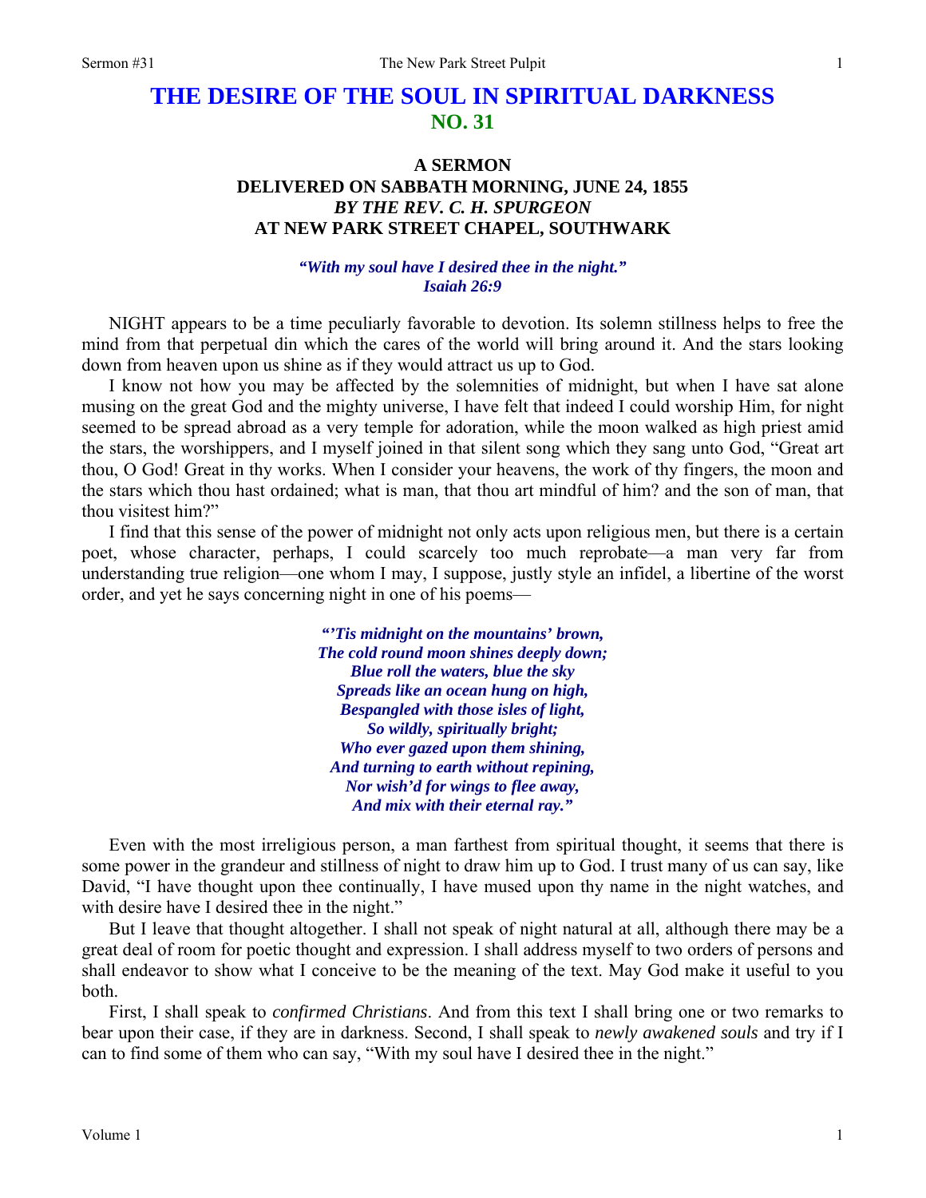# THE DESIRE OF THE SOUL IN SPIRITUAL DARKNESS
## NO. 31

### A SERMON
### DELIVERED ON SABBATH MORNING, JUNE 24, 1855
### *BY THE REV. C. H. SPURGEON*
### AT NEW PARK STREET CHAPEL, SOUTHWARK

***"With my soul have I desired thee in the night."***
***Isaiah 26:9***

NIGHT appears to be a time peculiarly favorable to devotion. Its solemn stillness helps to free the mind from that perpetual din which the cares of the world will bring around it. And the stars looking down from heaven upon us shine as if they would attract us up to God.

I know not how you may be affected by the solemnities of midnight, but when I have sat alone musing on the great God and the mighty universe, I have felt that indeed I could worship Him, for night seemed to be spread abroad as a very temple for adoration, while the moon walked as high priest amid the stars, the worshippers, and I myself joined in that silent song which they sang unto God, "Great art thou, O God! Great in thy works. When I consider your heavens, the work of thy fingers, the moon and the stars which thou hast ordained; what is man, that thou art mindful of him? and the son of man, that thou visitest him?"

I find that this sense of the power of midnight not only acts upon religious men, but there is a certain poet, whose character, perhaps, I could scarcely too much reprobate—a man very far from understanding true religion—one whom I may, I suppose, justly style an infidel, a libertine of the worst order, and yet he says concerning night in one of his poems—

> ***"'Tis midnight on the mountains' brown,***
> ***The cold round moon shines deeply down;***
> ***Blue roll the waters, blue the sky***
> ***Spreads like an ocean hung on high,***
> ***Bespangled with those isles of light,***
> ***So wildly, spiritually bright;***
> ***Who ever gazed upon them shining,***
> ***And turning to earth without repining,***
> ***Nor wish'd for wings to flee away,***
> ***And mix with their eternal ray."***

Even with the most irreligious person, a man farthest from spiritual thought, it seems that there is some power in the grandeur and stillness of night to draw him up to God. I trust many of us can say, like David, "I have thought upon thee continually, I have mused upon thy name in the night watches, and with desire have I desired thee in the night."

But I leave that thought altogether. I shall not speak of night natural at all, although there may be a great deal of room for poetic thought and expression. I shall address myself to two orders of persons and shall endeavor to show what I conceive to be the meaning of the text. May God make it useful to you both.

First, I shall speak to *confirmed Christians*. And from this text I shall bring one or two remarks to bear upon their case, if they are in darkness. Second, I shall speak to *newly awakened souls* and try if I can to find some of them who can say, "With my soul have I desired thee in the night."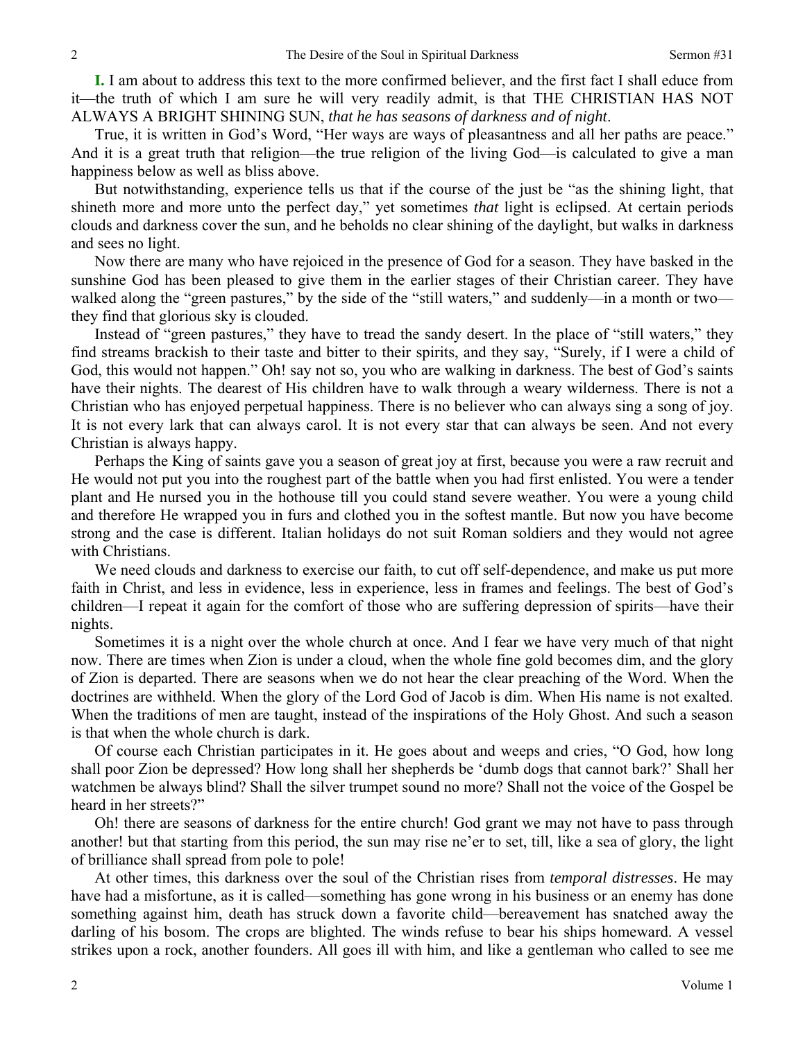**I.** I am about to address this text to the more confirmed believer, and the first fact I shall educe from it—the truth of which I am sure he will very readily admit, is that THE CHRISTIAN HAS NOT ALWAYS A BRIGHT SHINING SUN, *that he has seasons of darkness and of night*.

True, it is written in God's Word, "Her ways are ways of pleasantness and all her paths are peace." And it is a great truth that religion—the true religion of the living God—is calculated to give a man happiness below as well as bliss above.

But notwithstanding, experience tells us that if the course of the just be "as the shining light, that shineth more and more unto the perfect day," yet sometimes *that* light is eclipsed. At certain periods clouds and darkness cover the sun, and he beholds no clear shining of the daylight, but walks in darkness and sees no light.

Now there are many who have rejoiced in the presence of God for a season. They have basked in the sunshine God has been pleased to give them in the earlier stages of their Christian career. They have walked along the "green pastures," by the side of the "still waters," and suddenly—in a month or two—they find that glorious sky is clouded.

Instead of "green pastures," they have to tread the sandy desert. In the place of "still waters," they find streams brackish to their taste and bitter to their spirits, and they say, "Surely, if I were a child of God, this would not happen." Oh! say not so, you who are walking in darkness. The best of God's saints have their nights. The dearest of His children have to walk through a weary wilderness. There is not a Christian who has enjoyed perpetual happiness. There is no believer who can always sing a song of joy. It is not every lark that can always carol. It is not every star that can always be seen. And not every Christian is always happy.

Perhaps the King of saints gave you a season of great joy at first, because you were a raw recruit and He would not put you into the roughest part of the battle when you had first enlisted. You were a tender plant and He nursed you in the hothouse till you could stand severe weather. You were a young child and therefore He wrapped you in furs and clothed you in the softest mantle. But now you have become strong and the case is different. Italian holidays do not suit Roman soldiers and they would not agree with Christians.

We need clouds and darkness to exercise our faith, to cut off self-dependence, and make us put more faith in Christ, and less in evidence, less in experience, less in frames and feelings. The best of God's children—I repeat it again for the comfort of those who are suffering depression of spirits—have their nights.

Sometimes it is a night over the whole church at once. And I fear we have very much of that night now. There are times when Zion is under a cloud, when the whole fine gold becomes dim, and the glory of Zion is departed. There are seasons when we do not hear the clear preaching of the Word. When the doctrines are withheld. When the glory of the Lord God of Jacob is dim. When His name is not exalted. When the traditions of men are taught, instead of the inspirations of the Holy Ghost. And such a season is that when the whole church is dark.

Of course each Christian participates in it. He goes about and weeps and cries, "O God, how long shall poor Zion be depressed? How long shall her shepherds be 'dumb dogs that cannot bark?' Shall her watchmen be always blind? Shall the silver trumpet sound no more? Shall not the voice of the Gospel be heard in her streets?"

Oh! there are seasons of darkness for the entire church! God grant we may not have to pass through another! but that starting from this period, the sun may rise ne'er to set, till, like a sea of glory, the light of brilliance shall spread from pole to pole!

At other times, this darkness over the soul of the Christian rises from *temporal distresses*. He may have had a misfortune, as it is called—something has gone wrong in his business or an enemy has done something against him, death has struck down a favorite child—bereavement has snatched away the darling of his bosom. The crops are blighted. The winds refuse to bear his ships homeward. A vessel strikes upon a rock, another founders. All goes ill with him, and like a gentleman who called to see me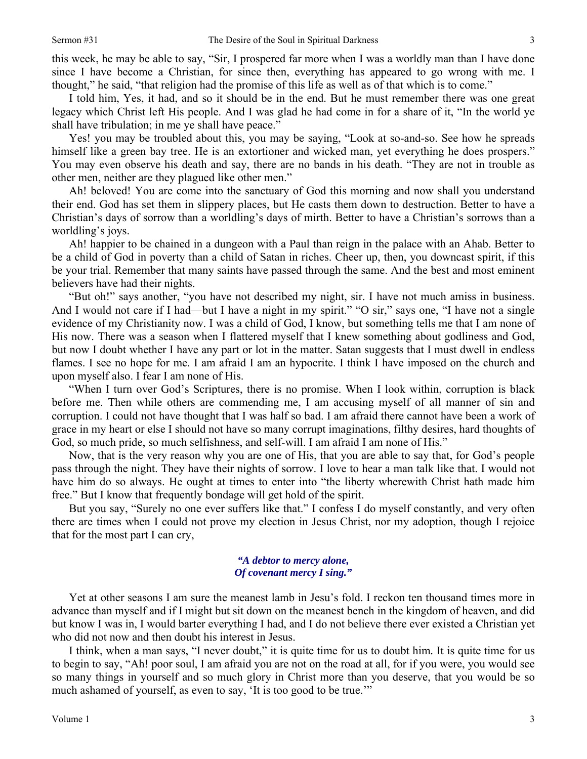this week, he may be able to say, "Sir, I prospered far more when I was a worldly man than I have done since I have become a Christian, for since then, everything has appeared to go wrong with me. I thought," he said, "that religion had the promise of this life as well as of that which is to come."

I told him, Yes, it had, and so it should be in the end. But he must remember there was one great legacy which Christ left His people. And I was glad he had come in for a share of it, "In the world ye shall have tribulation; in me ye shall have peace."

Yes! you may be troubled about this, you may be saying, "Look at so-and-so. See how he spreads himself like a green bay tree. He is an extortioner and wicked man, yet everything he does prospers." You may even observe his death and say, there are no bands in his death. "They are not in trouble as other men, neither are they plagued like other men."

Ah! beloved! You are come into the sanctuary of God this morning and now shall you understand their end. God has set them in slippery places, but He casts them down to destruction. Better to have a Christian's days of sorrow than a worldling's days of mirth. Better to have a Christian's sorrows than a worldling's joys.

Ah! happier to be chained in a dungeon with a Paul than reign in the palace with an Ahab. Better to be a child of God in poverty than a child of Satan in riches. Cheer up, then, you downcast spirit, if this be your trial. Remember that many saints have passed through the same. And the best and most eminent believers have had their nights.

"But oh!" says another, "you have not described my night, sir. I have not much amiss in business. And I would not care if I had—but I have a night in my spirit." "O sir," says one, "I have not a single evidence of my Christianity now. I was a child of God, I know, but something tells me that I am none of His now. There was a season when I flattered myself that I knew something about godliness and God, but now I doubt whether I have any part or lot in the matter. Satan suggests that I must dwell in endless flames. I see no hope for me. I am afraid I am an hypocrite. I think I have imposed on the church and upon myself also. I fear I am none of His.

"When I turn over God's Scriptures, there is no promise. When I look within, corruption is black before me. Then while others are commending me, I am accusing myself of all manner of sin and corruption. I could not have thought that I was half so bad. I am afraid there cannot have been a work of grace in my heart or else I should not have so many corrupt imaginations, filthy desires, hard thoughts of God, so much pride, so much selfishness, and self-will. I am afraid I am none of His."

Now, that is the very reason why you are one of His, that you are able to say that, for God's people pass through the night. They have their nights of sorrow. I love to hear a man talk like that. I would not have him do so always. He ought at times to enter into "the liberty wherewith Christ hath made him free." But I know that frequently bondage will get hold of the spirit.

But you say, "Surely no one ever suffers like that." I confess I do myself constantly, and very often there are times when I could not prove my election in Jesus Christ, nor my adoption, though I rejoice that for the most part I can cry,

> ***"A debtor to mercy alone,***
> ***Of covenant mercy I sing."***

Yet at other seasons I am sure the meanest lamb in Jesu's fold. I reckon ten thousand times more in advance than myself and if I might but sit down on the meanest bench in the kingdom of heaven, and did but know I was in, I would barter everything I had, and I do not believe there ever existed a Christian yet who did not now and then doubt his interest in Jesus.

I think, when a man says, "I never doubt," it is quite time for us to doubt him. It is quite time for us to begin to say, "Ah! poor soul, I am afraid you are not on the road at all, for if you were, you would see so many things in yourself and so much glory in Christ more than you deserve, that you would be so much ashamed of yourself, as even to say, 'It is too good to be true.'"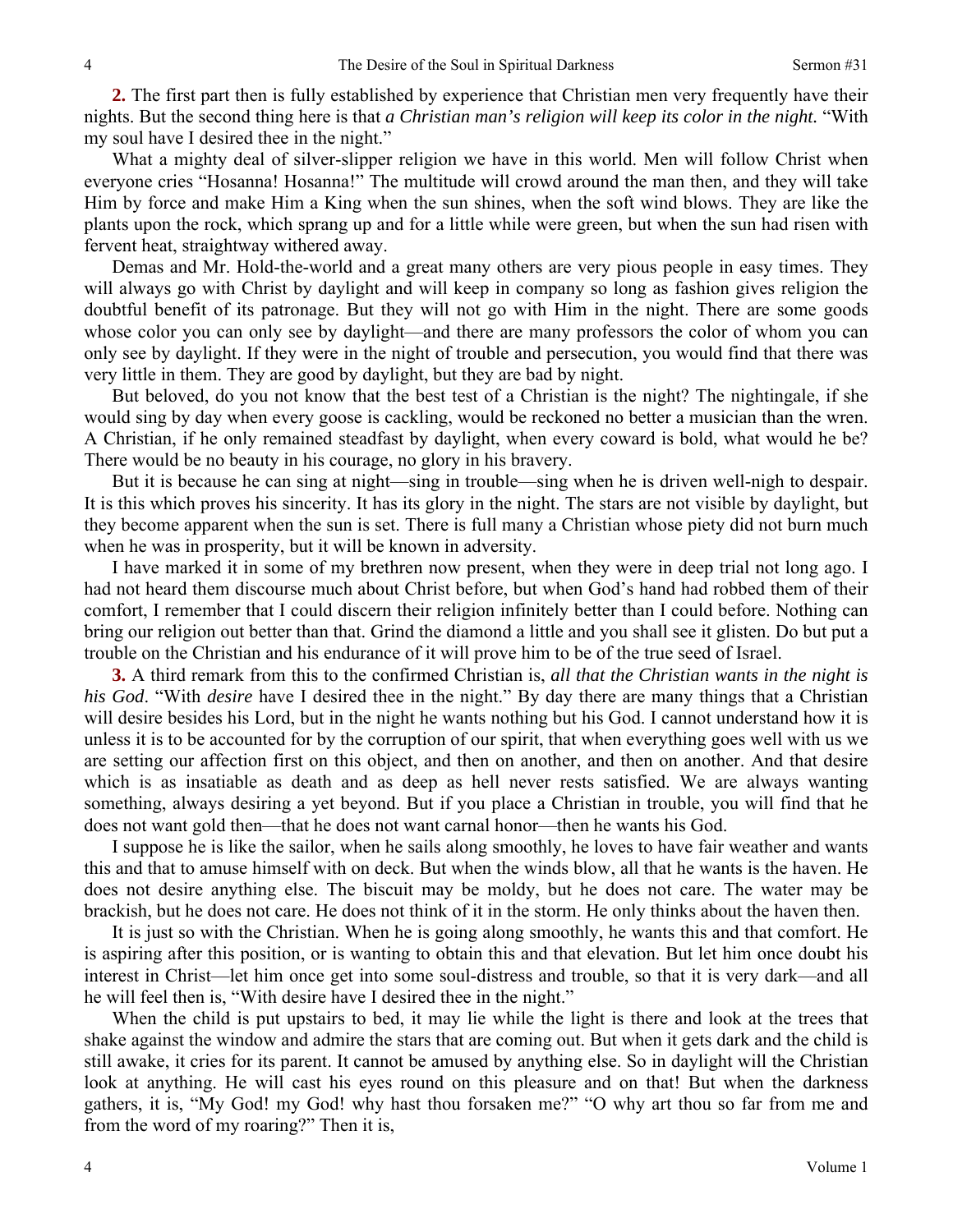**2.** The first part then is fully established by experience that Christian men very frequently have their nights. But the second thing here is that *a Christian man's religion will keep its color in the night.* "With my soul have I desired thee in the night."

What a mighty deal of silver-slipper religion we have in this world. Men will follow Christ when everyone cries "Hosanna! Hosanna!" The multitude will crowd around the man then, and they will take Him by force and make Him a King when the sun shines, when the soft wind blows. They are like the plants upon the rock, which sprang up and for a little while were green, but when the sun had risen with fervent heat, straightway withered away.

Demas and Mr. Hold-the-world and a great many others are very pious people in easy times. They will always go with Christ by daylight and will keep in company so long as fashion gives religion the doubtful benefit of its patronage. But they will not go with Him in the night. There are some goods whose color you can only see by daylight—and there are many professors the color of whom you can only see by daylight. If they were in the night of trouble and persecution, you would find that there was very little in them. They are good by daylight, but they are bad by night.

But beloved, do you not know that the best test of a Christian is the night? The nightingale, if she would sing by day when every goose is cackling, would be reckoned no better a musician than the wren. A Christian, if he only remained steadfast by daylight, when every coward is bold, what would he be? There would be no beauty in his courage, no glory in his bravery.

But it is because he can sing at night—sing in trouble—sing when he is driven well-nigh to despair. It is this which proves his sincerity. It has its glory in the night. The stars are not visible by daylight, but they become apparent when the sun is set. There is full many a Christian whose piety did not burn much when he was in prosperity, but it will be known in adversity.

I have marked it in some of my brethren now present, when they were in deep trial not long ago. I had not heard them discourse much about Christ before, but when God's hand had robbed them of their comfort, I remember that I could discern their religion infinitely better than I could before. Nothing can bring our religion out better than that. Grind the diamond a little and you shall see it glisten. Do but put a trouble on the Christian and his endurance of it will prove him to be of the true seed of Israel.

**3.** A third remark from this to the confirmed Christian is, *all that the Christian wants in the night is his God*. "With *desire* have I desired thee in the night." By day there are many things that a Christian will desire besides his Lord, but in the night he wants nothing but his God. I cannot understand how it is unless it is to be accounted for by the corruption of our spirit, that when everything goes well with us we are setting our affection first on this object, and then on another, and then on another. And that desire which is as insatiable as death and as deep as hell never rests satisfied. We are always wanting something, always desiring a yet beyond. But if you place a Christian in trouble, you will find that he does not want gold then—that he does not want carnal honor—then he wants his God.

I suppose he is like the sailor, when he sails along smoothly, he loves to have fair weather and wants this and that to amuse himself with on deck. But when the winds blow, all that he wants is the haven. He does not desire anything else. The biscuit may be moldy, but he does not care. The water may be brackish, but he does not care. He does not think of it in the storm. He only thinks about the haven then.

It is just so with the Christian. When he is going along smoothly, he wants this and that comfort. He is aspiring after this position, or is wanting to obtain this and that elevation. But let him once doubt his interest in Christ—let him once get into some soul-distress and trouble, so that it is very dark—and all he will feel then is, "With desire have I desired thee in the night."

When the child is put upstairs to bed, it may lie while the light is there and look at the trees that shake against the window and admire the stars that are coming out. But when it gets dark and the child is still awake, it cries for its parent. It cannot be amused by anything else. So in daylight will the Christian look at anything. He will cast his eyes round on this pleasure and on that! But when the darkness gathers, it is, "My God! my God! why hast thou forsaken me?" "O why art thou so far from me and from the word of my roaring?" Then it is,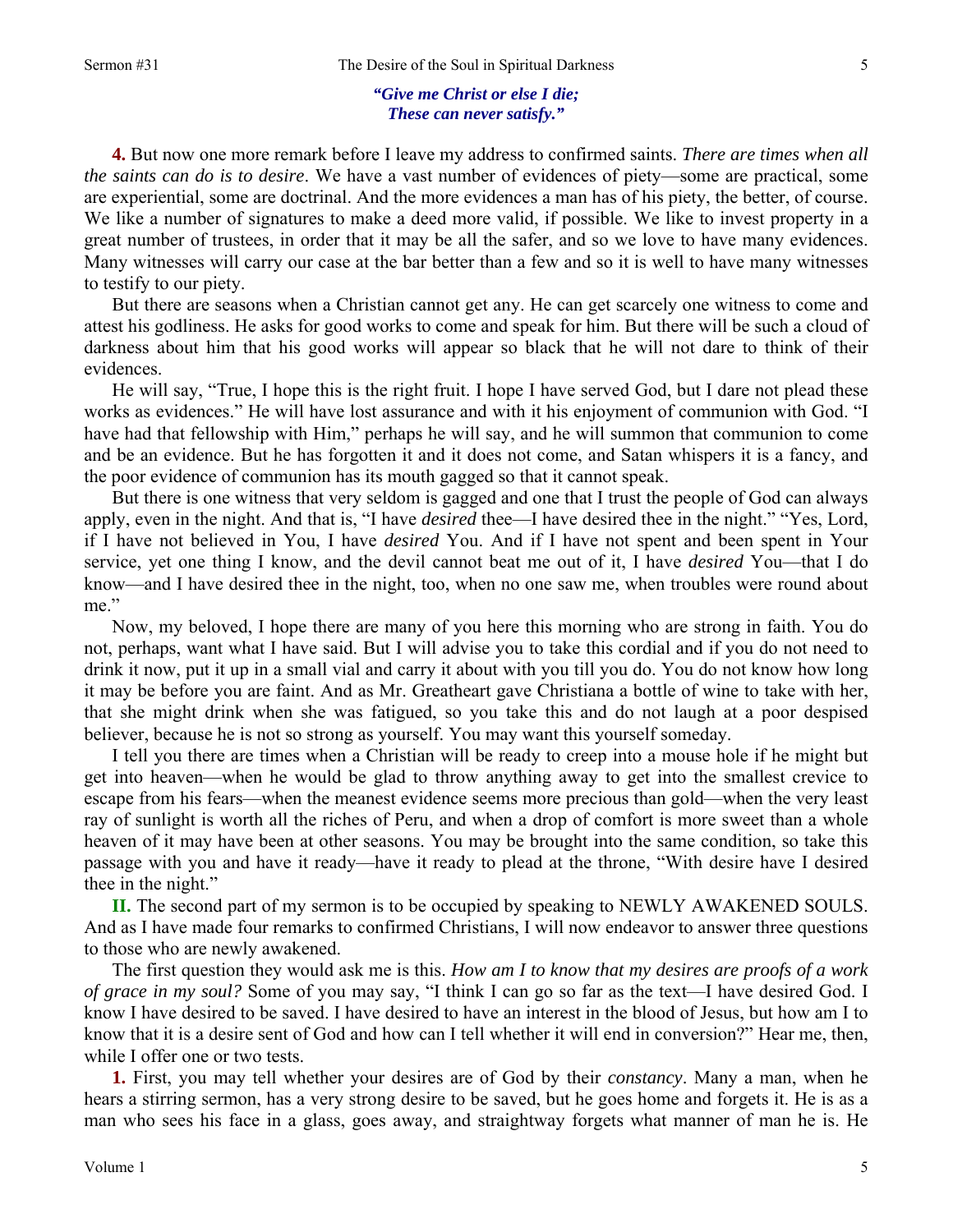***"Give me Christ or else I die;***
***These can never satisfy."***

**4.** But now one more remark before I leave my address to confirmed saints. *There are times when all the saints can do is to desire*. We have a vast number of evidences of piety—some are practical, some are experiential, some are doctrinal. And the more evidences a man has of his piety, the better, of course. We like a number of signatures to make a deed more valid, if possible. We like to invest property in a great number of trustees, in order that it may be all the safer, and so we love to have many evidences. Many witnesses will carry our case at the bar better than a few and so it is well to have many witnesses to testify to our piety.

But there are seasons when a Christian cannot get any. He can get scarcely one witness to come and attest his godliness. He asks for good works to come and speak for him. But there will be such a cloud of darkness about him that his good works will appear so black that he will not dare to think of their evidences.

He will say, "True, I hope this is the right fruit. I hope I have served God, but I dare not plead these works as evidences." He will have lost assurance and with it his enjoyment of communion with God. "I have had that fellowship with Him," perhaps he will say, and he will summon that communion to come and be an evidence. But he has forgotten it and it does not come, and Satan whispers it is a fancy, and the poor evidence of communion has its mouth gagged so that it cannot speak.

But there is one witness that very seldom is gagged and one that I trust the people of God can always apply, even in the night. And that is, "I have *desired* thee—I have desired thee in the night." "Yes, Lord, if I have not believed in You, I have *desired* You. And if I have not spent and been spent in Your service, yet one thing I know, and the devil cannot beat me out of it, I have *desired* You—that I do know—and I have desired thee in the night, too, when no one saw me, when troubles were round about me."

Now, my beloved, I hope there are many of you here this morning who are strong in faith. You do not, perhaps, want what I have said. But I will advise you to take this cordial and if you do not need to drink it now, put it up in a small vial and carry it about with you till you do. You do not know how long it may be before you are faint. And as Mr. Greatheart gave Christiana a bottle of wine to take with her, that she might drink when she was fatigued, so you take this and do not laugh at a poor despised believer, because he is not so strong as yourself. You may want this yourself someday.

I tell you there are times when a Christian will be ready to creep into a mouse hole if he might but get into heaven—when he would be glad to throw anything away to get into the smallest crevice to escape from his fears—when the meanest evidence seems more precious than gold—when the very least ray of sunlight is worth all the riches of Peru, and when a drop of comfort is more sweet than a whole heaven of it may have been at other seasons. You may be brought into the same condition, so take this passage with you and have it ready—have it ready to plead at the throne, "With desire have I desired thee in the night."

**II.** The second part of my sermon is to be occupied by speaking to NEWLY AWAKENED SOULS. And as I have made four remarks to confirmed Christians, I will now endeavor to answer three questions to those who are newly awakened.

The first question they would ask me is this. *How am I to know that my desires are proofs of a work of grace in my soul?* Some of you may say, "I think I can go so far as the text—I have desired God. I know I have desired to be saved. I have desired to have an interest in the blood of Jesus, but how am I to know that it is a desire sent of God and how can I tell whether it will end in conversion?" Hear me, then, while I offer one or two tests.

**1.** First, you may tell whether your desires are of God by their *constancy*. Many a man, when he hears a stirring sermon, has a very strong desire to be saved, but he goes home and forgets it. He is as a man who sees his face in a glass, goes away, and straightway forgets what manner of man he is. He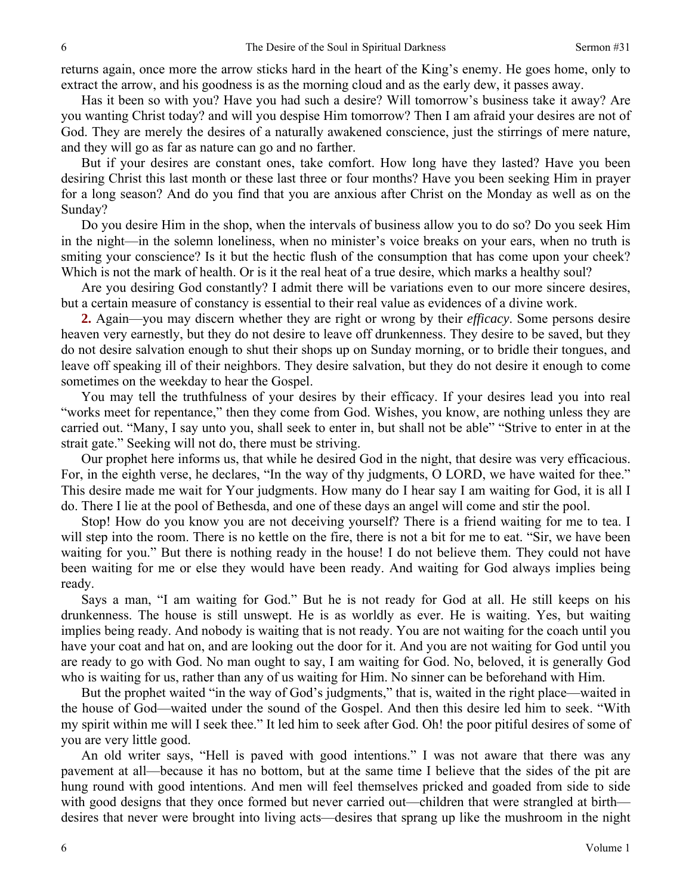returns again, once more the arrow sticks hard in the heart of the King's enemy. He goes home, only to extract the arrow, and his goodness is as the morning cloud and as the early dew, it passes away.

Has it been so with you? Have you had such a desire? Will tomorrow's business take it away? Are you wanting Christ today? and will you despise Him tomorrow? Then I am afraid your desires are not of God. They are merely the desires of a naturally awakened conscience, just the stirrings of mere nature, and they will go as far as nature can go and no farther.

But if your desires are constant ones, take comfort. How long have they lasted? Have you been desiring Christ this last month or these last three or four months? Have you been seeking Him in prayer for a long season? And do you find that you are anxious after Christ on the Monday as well as on the Sunday?

Do you desire Him in the shop, when the intervals of business allow you to do so? Do you seek Him in the night—in the solemn loneliness, when no minister's voice breaks on your ears, when no truth is smiting your conscience? Is it but the hectic flush of the consumption that has come upon your cheek? Which is not the mark of health. Or is it the real heat of a true desire, which marks a healthy soul?

Are you desiring God constantly? I admit there will be variations even to our more sincere desires, but a certain measure of constancy is essential to their real value as evidences of a divine work.

**2.** Again—you may discern whether they are right or wrong by their *efficacy*. Some persons desire heaven very earnestly, but they do not desire to leave off drunkenness. They desire to be saved, but they do not desire salvation enough to shut their shops up on Sunday morning, or to bridle their tongues, and leave off speaking ill of their neighbors. They desire salvation, but they do not desire it enough to come sometimes on the weekday to hear the Gospel.

You may tell the truthfulness of your desires by their efficacy. If your desires lead you into real "works meet for repentance," then they come from God. Wishes, you know, are nothing unless they are carried out. "Many, I say unto you, shall seek to enter in, but shall not be able" "Strive to enter in at the strait gate." Seeking will not do, there must be striving.

Our prophet here informs us, that while he desired God in the night, that desire was very efficacious. For, in the eighth verse, he declares, "In the way of thy judgments, O LORD, we have waited for thee." This desire made me wait for Your judgments. How many do I hear say I am waiting for God, it is all I do. There I lie at the pool of Bethesda, and one of these days an angel will come and stir the pool.

Stop! How do you know you are not deceiving yourself? There is a friend waiting for me to tea. I will step into the room. There is no kettle on the fire, there is not a bit for me to eat. "Sir, we have been waiting for you." But there is nothing ready in the house! I do not believe them. They could not have been waiting for me or else they would have been ready. And waiting for God always implies being ready.

Says a man, "I am waiting for God." But he is not ready for God at all. He still keeps on his drunkenness. The house is still unswept. He is as worldly as ever. He is waiting. Yes, but waiting implies being ready. And nobody is waiting that is not ready. You are not waiting for the coach until you have your coat and hat on, and are looking out the door for it. And you are not waiting for God until you are ready to go with God. No man ought to say, I am waiting for God. No, beloved, it is generally God who is waiting for us, rather than any of us waiting for Him. No sinner can be beforehand with Him.

But the prophet waited "in the way of God's judgments," that is, waited in the right place—waited in the house of God—waited under the sound of the Gospel. And then this desire led him to seek. "With my spirit within me will I seek thee." It led him to seek after God. Oh! the poor pitiful desires of some of you are very little good.

An old writer says, "Hell is paved with good intentions." I was not aware that there was any pavement at all—because it has no bottom, but at the same time I believe that the sides of the pit are hung round with good intentions. And men will feel themselves pricked and goaded from side to side with good designs that they once formed but never carried out—children that were strangled at birth—desires that never were brought into living acts—desires that sprang up like the mushroom in the night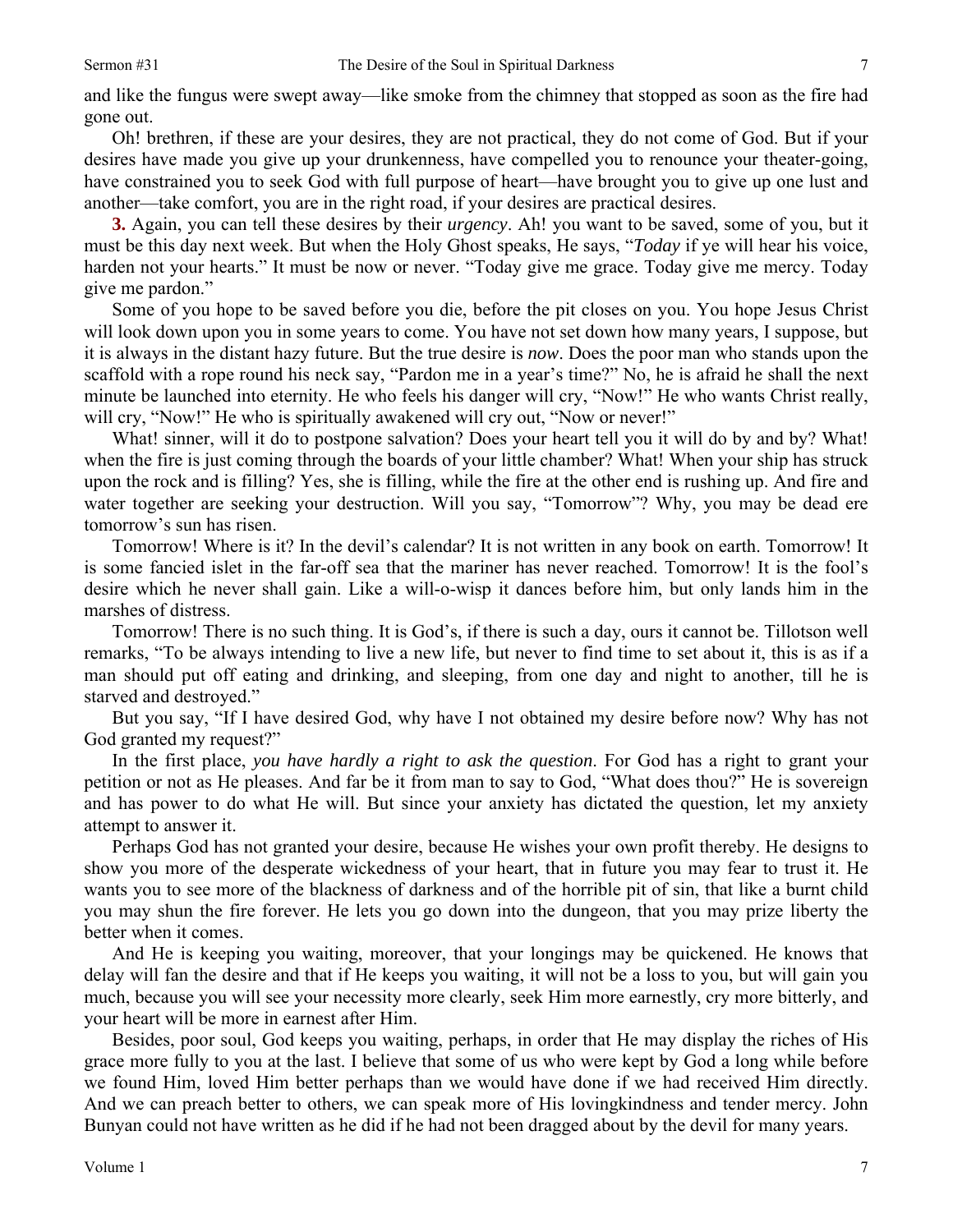and like the fungus were swept away—like smoke from the chimney that stopped as soon as the fire had gone out.

Oh! brethren, if these are your desires, they are not practical, they do not come of God. But if your desires have made you give up your drunkenness, have compelled you to renounce your theater-going, have constrained you to seek God with full purpose of heart—have brought you to give up one lust and another—take comfort, you are in the right road, if your desires are practical desires.

**3.** Again, you can tell these desires by their *urgency*. Ah! you want to be saved, some of you, but it must be this day next week. But when the Holy Ghost speaks, He says, "*Today* if ye will hear his voice, harden not your hearts." It must be now or never. "Today give me grace. Today give me mercy. Today give me pardon."

Some of you hope to be saved before you die, before the pit closes on you. You hope Jesus Christ will look down upon you in some years to come. You have not set down how many years, I suppose, but it is always in the distant hazy future. But the true desire is *now*. Does the poor man who stands upon the scaffold with a rope round his neck say, "Pardon me in a year's time?" No, he is afraid he shall the next minute be launched into eternity. He who feels his danger will cry, "Now!" He who wants Christ really, will cry, "Now!" He who is spiritually awakened will cry out, "Now or never!"

What! sinner, will it do to postpone salvation? Does your heart tell you it will do by and by? What! when the fire is just coming through the boards of your little chamber? What! When your ship has struck upon the rock and is filling? Yes, she is filling, while the fire at the other end is rushing up. And fire and water together are seeking your destruction. Will you say, "Tomorrow"? Why, you may be dead ere tomorrow's sun has risen.

Tomorrow! Where is it? In the devil's calendar? It is not written in any book on earth. Tomorrow! It is some fancied islet in the far-off sea that the mariner has never reached. Tomorrow! It is the fool's desire which he never shall gain. Like a will-o-wisp it dances before him, but only lands him in the marshes of distress.

Tomorrow! There is no such thing. It is God's, if there is such a day, ours it cannot be. Tillotson well remarks, "To be always intending to live a new life, but never to find time to set about it, this is as if a man should put off eating and drinking, and sleeping, from one day and night to another, till he is starved and destroyed."

But you say, "If I have desired God, why have I not obtained my desire before now? Why has not God granted my request?"

In the first place, *you have hardly a right to ask the question*. For God has a right to grant your petition or not as He pleases. And far be it from man to say to God, "What does thou?" He is sovereign and has power to do what He will. But since your anxiety has dictated the question, let my anxiety attempt to answer it.

Perhaps God has not granted your desire, because He wishes your own profit thereby. He designs to show you more of the desperate wickedness of your heart, that in future you may fear to trust it. He wants you to see more of the blackness of darkness and of the horrible pit of sin, that like a burnt child you may shun the fire forever. He lets you go down into the dungeon, that you may prize liberty the better when it comes.

And He is keeping you waiting, moreover, that your longings may be quickened. He knows that delay will fan the desire and that if He keeps you waiting, it will not be a loss to you, but will gain you much, because you will see your necessity more clearly, seek Him more earnestly, cry more bitterly, and your heart will be more in earnest after Him.

Besides, poor soul, God keeps you waiting, perhaps, in order that He may display the riches of His grace more fully to you at the last. I believe that some of us who were kept by God a long while before we found Him, loved Him better perhaps than we would have done if we had received Him directly. And we can preach better to others, we can speak more of His lovingkindness and tender mercy. John Bunyan could not have written as he did if he had not been dragged about by the devil for many years.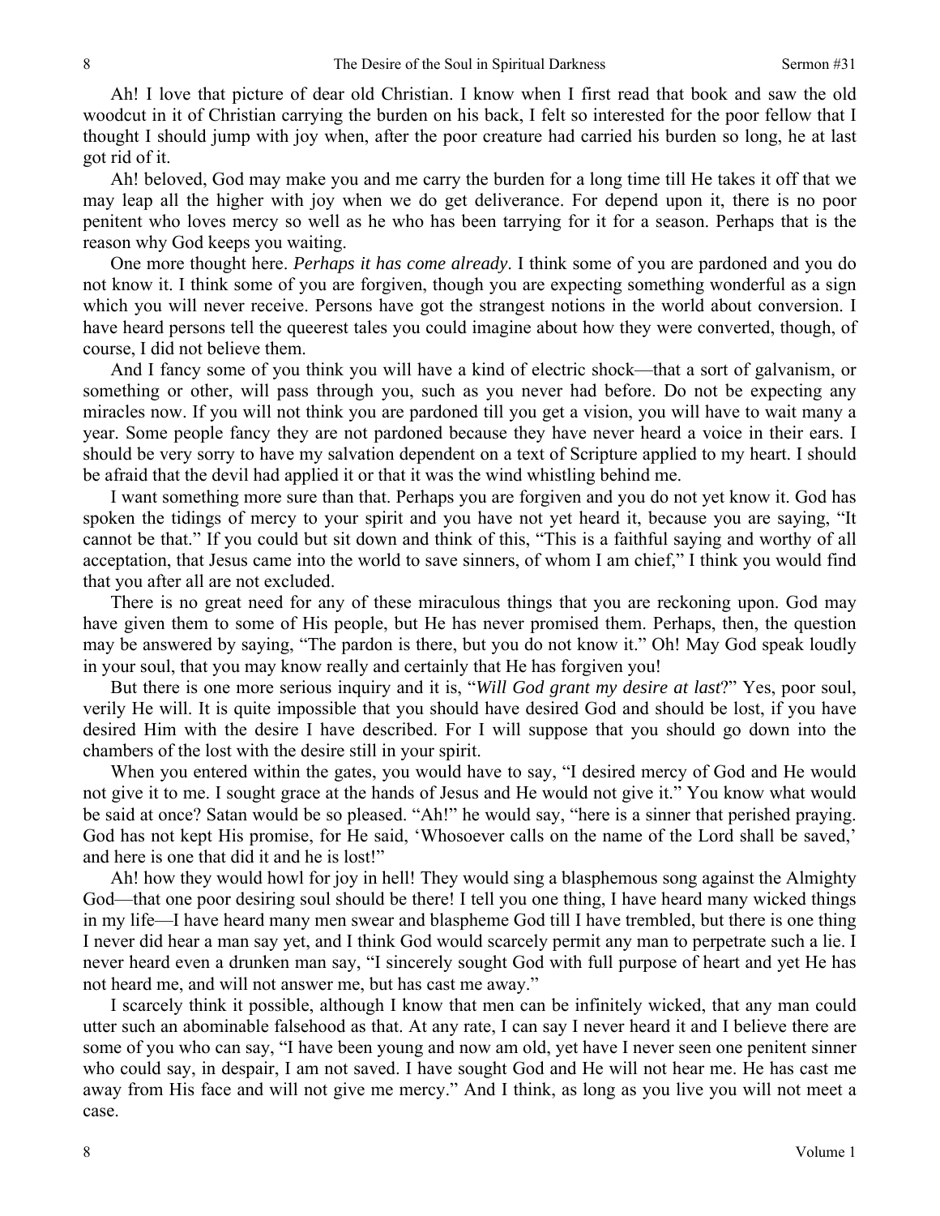Ah! I love that picture of dear old Christian. I know when I first read that book and saw the old woodcut in it of Christian carrying the burden on his back, I felt so interested for the poor fellow that I thought I should jump with joy when, after the poor creature had carried his burden so long, he at last got rid of it.

Ah! beloved, God may make you and me carry the burden for a long time till He takes it off that we may leap all the higher with joy when we do get deliverance. For depend upon it, there is no poor penitent who loves mercy so well as he who has been tarrying for it for a season. Perhaps that is the reason why God keeps you waiting.

One more thought here. *Perhaps it has come already*. I think some of you are pardoned and you do not know it. I think some of you are forgiven, though you are expecting something wonderful as a sign which you will never receive. Persons have got the strangest notions in the world about conversion. I have heard persons tell the queerest tales you could imagine about how they were converted, though, of course, I did not believe them.

And I fancy some of you think you will have a kind of electric shock—that a sort of galvanism, or something or other, will pass through you, such as you never had before. Do not be expecting any miracles now. If you will not think you are pardoned till you get a vision, you will have to wait many a year. Some people fancy they are not pardoned because they have never heard a voice in their ears. I should be very sorry to have my salvation dependent on a text of Scripture applied to my heart. I should be afraid that the devil had applied it or that it was the wind whistling behind me.

I want something more sure than that. Perhaps you are forgiven and you do not yet know it. God has spoken the tidings of mercy to your spirit and you have not yet heard it, because you are saying, "It cannot be that." If you could but sit down and think of this, "This is a faithful saying and worthy of all acceptation, that Jesus came into the world to save sinners, of whom I am chief," I think you would find that you after all are not excluded.

There is no great need for any of these miraculous things that you are reckoning upon. God may have given them to some of His people, but He has never promised them. Perhaps, then, the question may be answered by saying, "The pardon is there, but you do not know it." Oh! May God speak loudly in your soul, that you may know really and certainly that He has forgiven you!

But there is one more serious inquiry and it is, "*Will God grant my desire at last*?" Yes, poor soul, verily He will. It is quite impossible that you should have desired God and should be lost, if you have desired Him with the desire I have described. For I will suppose that you should go down into the chambers of the lost with the desire still in your spirit.

When you entered within the gates, you would have to say, "I desired mercy of God and He would not give it to me. I sought grace at the hands of Jesus and He would not give it." You know what would be said at once? Satan would be so pleased. "Ah!" he would say, "here is a sinner that perished praying. God has not kept His promise, for He said, 'Whosoever calls on the name of the Lord shall be saved,' and here is one that did it and he is lost!"

Ah! how they would howl for joy in hell! They would sing a blasphemous song against the Almighty God—that one poor desiring soul should be there! I tell you one thing, I have heard many wicked things in my life—I have heard many men swear and blaspheme God till I have trembled, but there is one thing I never did hear a man say yet, and I think God would scarcely permit any man to perpetrate such a lie. I never heard even a drunken man say, "I sincerely sought God with full purpose of heart and yet He has not heard me, and will not answer me, but has cast me away."

I scarcely think it possible, although I know that men can be infinitely wicked, that any man could utter such an abominable falsehood as that. At any rate, I can say I never heard it and I believe there are some of you who can say, "I have been young and now am old, yet have I never seen one penitent sinner who could say, in despair, I am not saved. I have sought God and He will not hear me. He has cast me away from His face and will not give me mercy." And I think, as long as you live you will not meet a case.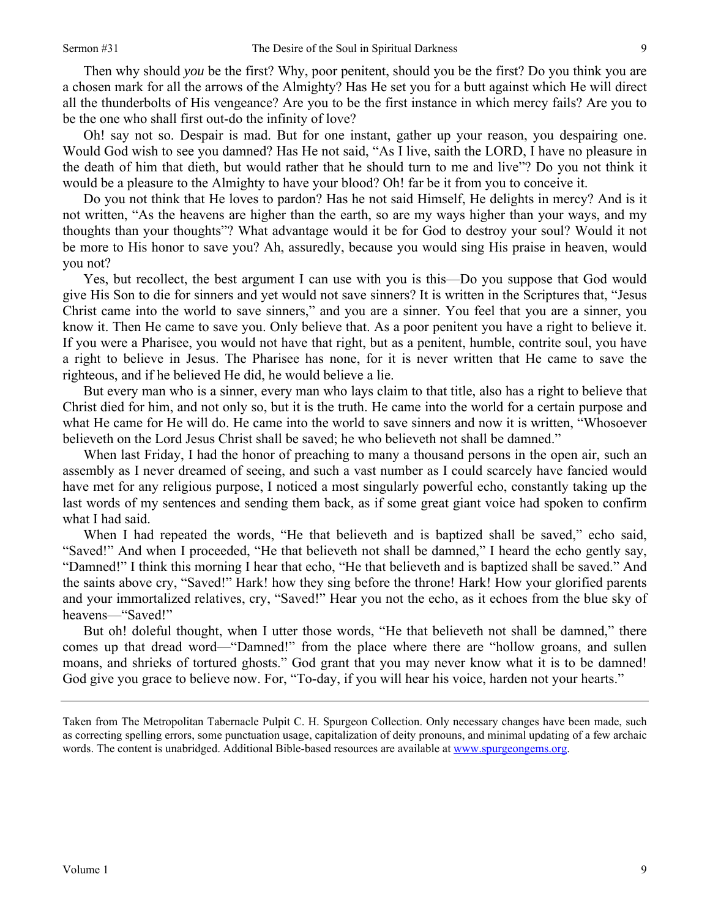Then why should *you* be the first? Why, poor penitent, should you be the first? Do you think you are a chosen mark for all the arrows of the Almighty? Has He set you for a butt against which He will direct all the thunderbolts of His vengeance? Are you to be the first instance in which mercy fails? Are you to be the one who shall first out-do the infinity of love?

Oh! say not so. Despair is mad. But for one instant, gather up your reason, you despairing one. Would God wish to see you damned? Has He not said, "As I live, saith the LORD, I have no pleasure in the death of him that dieth, but would rather that he should turn to me and live"? Do you not think it would be a pleasure to the Almighty to have your blood? Oh! far be it from you to conceive it.

Do you not think that He loves to pardon? Has he not said Himself, He delights in mercy? And is it not written, "As the heavens are higher than the earth, so are my ways higher than your ways, and my thoughts than your thoughts"? What advantage would it be for God to destroy your soul? Would it not be more to His honor to save you? Ah, assuredly, because you would sing His praise in heaven, would you not?

Yes, but recollect, the best argument I can use with you is this—Do you suppose that God would give His Son to die for sinners and yet would not save sinners? It is written in the Scriptures that, "Jesus Christ came into the world to save sinners," and you are a sinner. You feel that you are a sinner, you know it. Then He came to save you. Only believe that. As a poor penitent you have a right to believe it. If you were a Pharisee, you would not have that right, but as a penitent, humble, contrite soul, you have a right to believe in Jesus. The Pharisee has none, for it is never written that He came to save the righteous, and if he believed He did, he would believe a lie.

But every man who is a sinner, every man who lays claim to that title, also has a right to believe that Christ died for him, and not only so, but it is the truth. He came into the world for a certain purpose and what He came for He will do. He came into the world to save sinners and now it is written, "Whosoever believeth on the Lord Jesus Christ shall be saved; he who believeth not shall be damned."

When last Friday, I had the honor of preaching to many a thousand persons in the open air, such an assembly as I never dreamed of seeing, and such a vast number as I could scarcely have fancied would have met for any religious purpose, I noticed a most singularly powerful echo, constantly taking up the last words of my sentences and sending them back, as if some great giant voice had spoken to confirm what I had said.

When I had repeated the words, "He that believeth and is baptized shall be saved," echo said, "Saved!" And when I proceeded, "He that believeth not shall be damned," I heard the echo gently say, "Damned!" I think this morning I hear that echo, "He that believeth and is baptized shall be saved." And the saints above cry, "Saved!" Hark! how they sing before the throne! Hark! How your glorified parents and your immortalized relatives, cry, "Saved!" Hear you not the echo, as it echoes from the blue sky of heavens—"Saved!"

But oh! doleful thought, when I utter those words, "He that believeth not shall be damned," there comes up that dread word—"Damned!" from the place where there are "hollow groans, and sullen moans, and shrieks of tortured ghosts." God grant that you may never know what it is to be damned! God give you grace to believe now. For, "To-day, if you will hear his voice, harden not your hearts."

---

Taken from The Metropolitan Tabernacle Pulpit C. H. Spurgeon Collection. Only necessary changes have been made, such as correcting spelling errors, some punctuation usage, capitalization of deity pronouns, and minimal updating of a few archaic words. The content is unabridged. Additional Bible-based resources are available at www.spurgeongems.org.